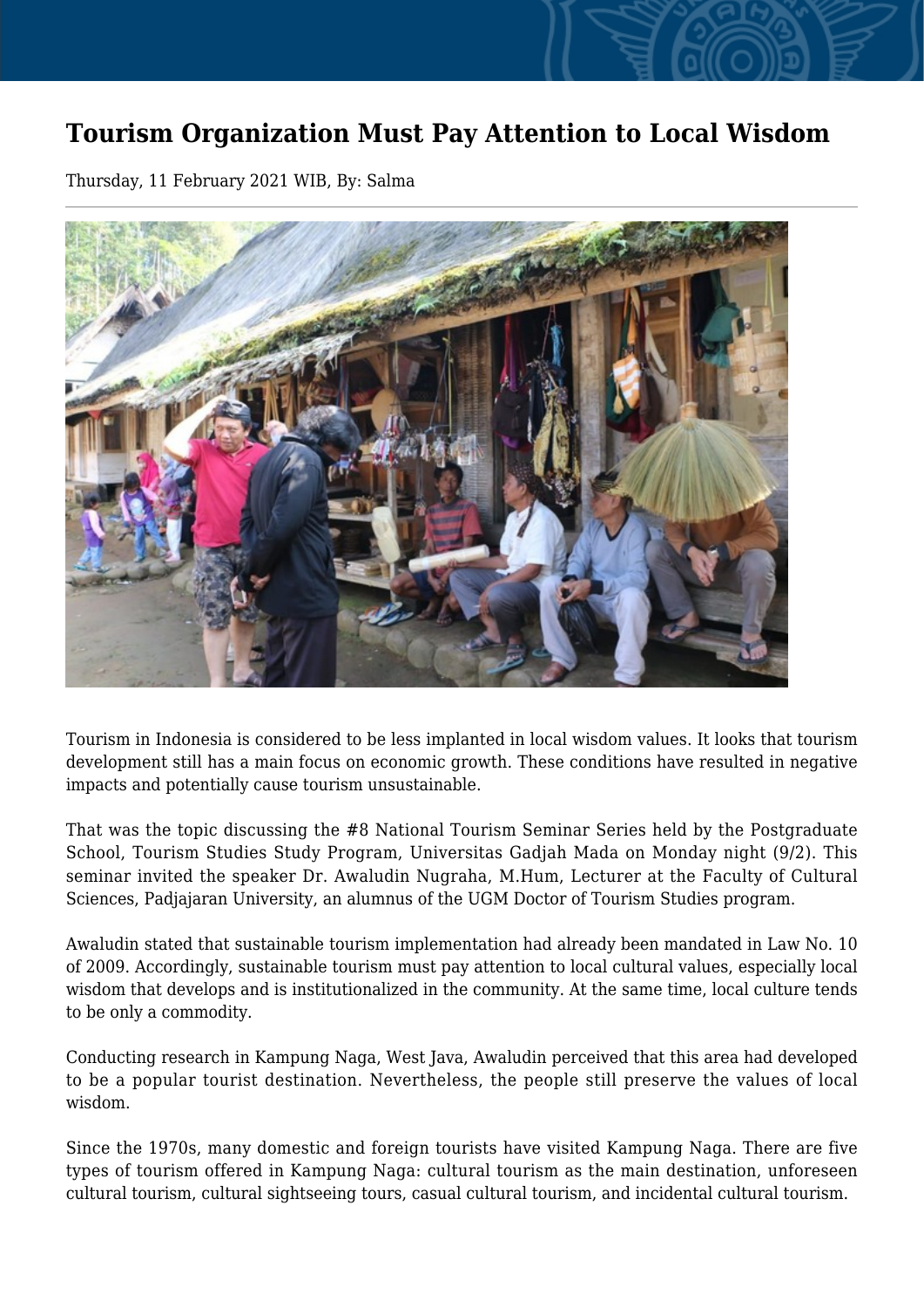# Tourism Organization Must Pay Attention to Local Wisdom

Thursday, 11 February 2021 WIB, By: Salma

Tourism in Indonesia is considered to be less implanted in local wisdom values. It looks that tourism development still has a main focus on economic growth. These conditions have resulted in negative impacts and potentially cause tourism unsustainable.

That was the topic discussing the #8 National Tourism Seminar Series held by the Postgraduate School, Tourism Studies Study Program, Universitas Gadjah Mada on Monday night (9/2). This seminar invited the speaker Dr. Awaludin Nugraha, M.Hum, Lecturer at the Faculty of Cultural Sciences, Padjajaran University, an alumnus of the UGM Doctor of Tourism Studies program.

Awaludin stated that sustainable tourism implementation had already been mandated in Law No. 10 of 2009. Accordingly, sustainable tourism must pay attention to local cultural values, especially local wisdom that develops and is institutionalized in the community. At the same time, local culture tends to be only a commodity.

Conducting research in Kampung Naga, West Java, Awaludin perceived that this area had developed to be a popular tourist destination. Nevertheless, the people still preserve the values of local wisdom.

Since the 1970s, many domestic and foreign tourists have visited Kampung Naga. There are five types of tourism offered in Kampung Naga: cultural tourism as the main destination, unforeseen cultural tourism, cultural sightseeing tours, casual cultural tourism, and incidental cultural tourism.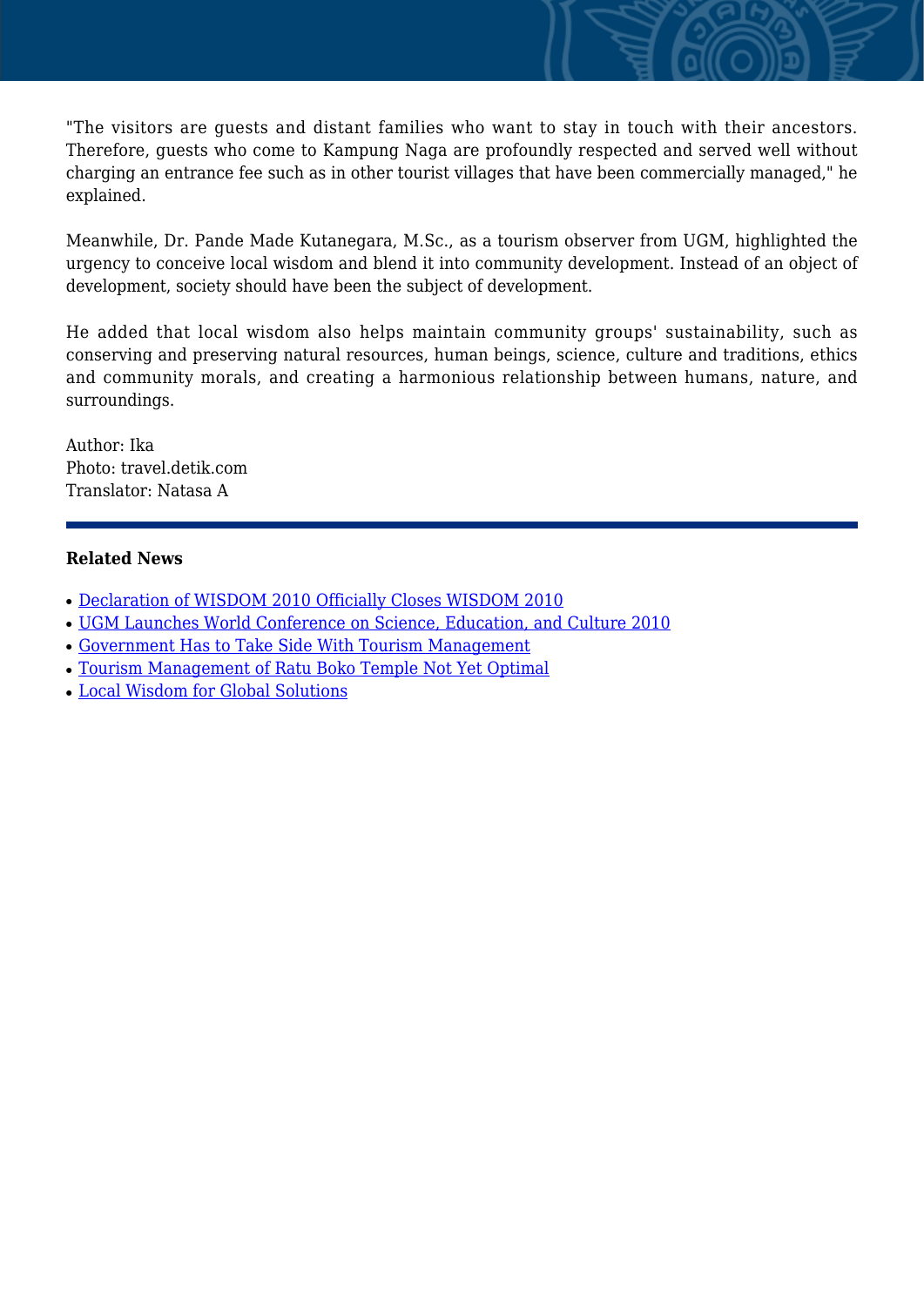"The visitors are guests and distant families who want to stay in touch with their ancestors. Therefore, guests who come to Kampung Naga are profoundly respected and served well without charging an entrance fee such as in other tourist villages that have been commercially managed," he explained.

Meanwhile, Dr. Pande Made Kutanegara, M.Sc., as a tourism observer from UGM, highlighted the urgency to conceive local wisdom and blend it into community development. Instead of an object of development, society should have been the subject of development.

He added that local wisdom also helps maintain community groups' sustainability, such as conserving and preserving natural resources, human beings, science, culture and traditions, ethics and community morals, and creating a harmonious relationship between humans, nature, and surroundings.

Author: Ika
Photo: travel.detik.com
Translator: Natasa A

---

**Related News**

- Declaration of WISDOM 2010 Officially Closes WISDOM 2010
- UGM Launches World Conference on Science, Education, and Culture 2010
- Government Has to Take Side With Tourism Management
- Tourism Management of Ratu Boko Temple Not Yet Optimal
- Local Wisdom for Global Solutions